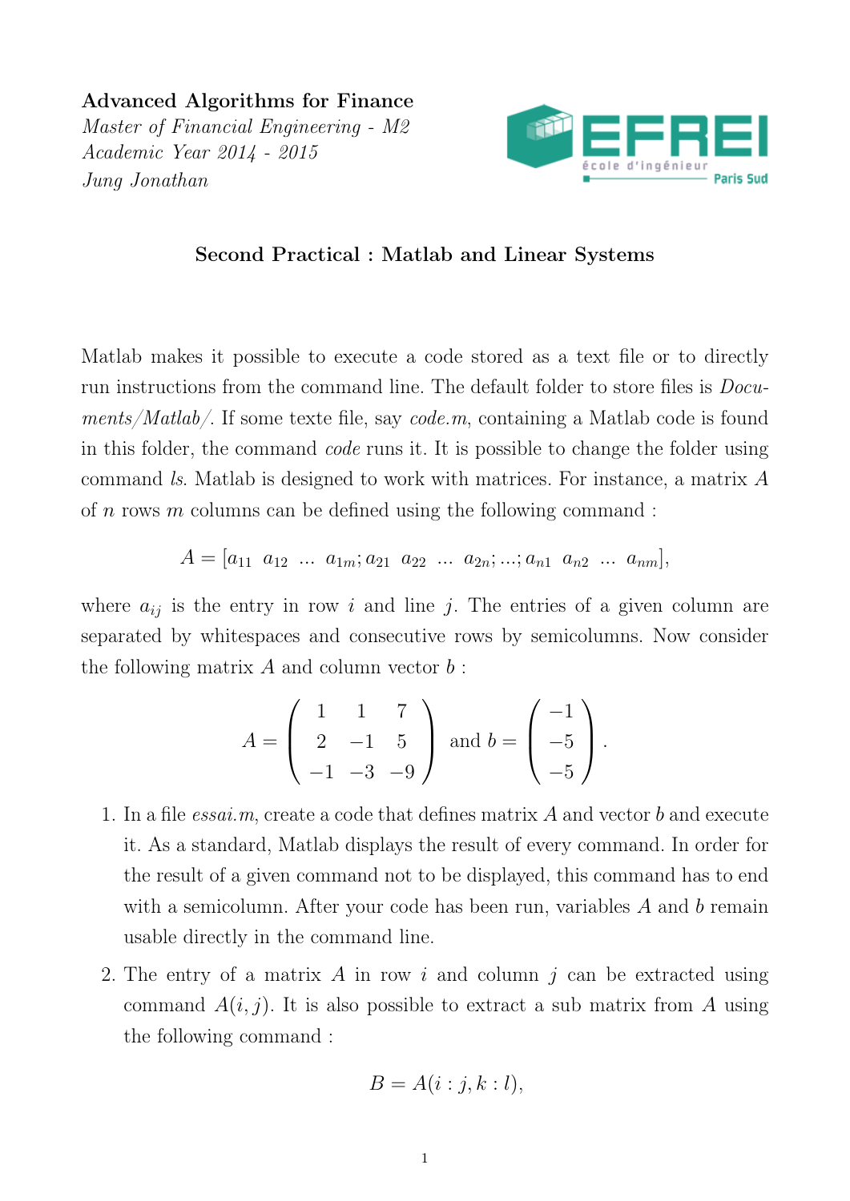**Advanced Algorithms for Finance**
*Master of Financial Engineering - M2*
*Academic Year 2014 - 2015*
*Jung Jonathan*

EFREI école d'ingénieur Paris Sud

## Second Practical : Matlab and Linear Systems

Matlab makes it possible to execute a code stored as a text file or to directly run instructions from the command line. The default folder to store files is *Documents/Matlab/*. If some texte file, say *code.m*, containing a Matlab code is found in this folder, the command *code* runs it. It is possible to change the folder using command *ls*. Matlab is designed to work with matrices. For instance, a matrix $A$ of $n$ rows $m$ columns can be defined using the following command :

$$A = [a_{11} \ \ a_{12} \ \ \ldots \ \ a_{1m}; a_{21} \ \ a_{22} \ \ \ldots \ \ a_{2n}; \ldots; a_{n1} \ \ a_{n2} \ \ \ldots \ \ a_{nm}],$$

where $a_{ij}$ is the entry in row $i$ and line $j$. The entries of a given column are separated by whitespaces and consecutive rows by semicolumns. Now consider the following matrix $A$ and column vector $b$ :

$$A = \begin{pmatrix} 1 & 1 & 7 \\ 2 & -1 & 5 \\ -1 & -3 & -9 \end{pmatrix} \text{ and } b = \begin{pmatrix} -1 \\ -5 \\ -5 \end{pmatrix}.$$

1. In a file *essai.m*, create a code that defines matrix $A$ and vector $b$ and execute it. As a standard, Matlab displays the result of every command. In order for the result of a given command not to be displayed, this command has to end with a semicolumn. After your code has been run, variables $A$ and $b$ remain usable directly in the command line.

2. The entry of a matrix $A$ in row $i$ and column $j$ can be extracted using command $A(i, j)$. It is also possible to extract a sub matrix from $A$ using the following command :

$$B = A(i : j, k : l),$$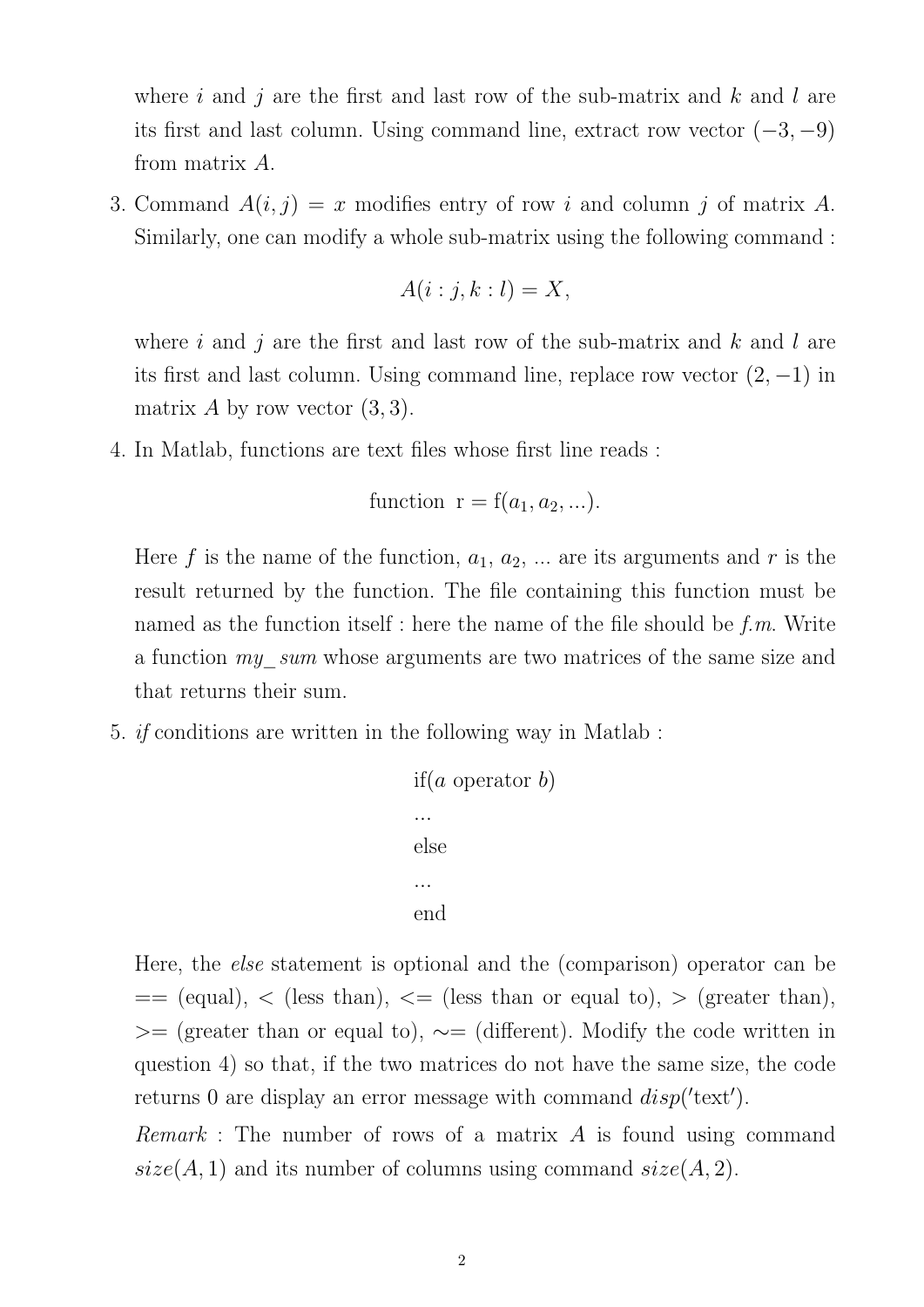where $i$ and $j$ are the first and last row of the sub-matrix and $k$ and $l$ are its first and last column. Using command line, extract row vector $(-3, -9)$ from matrix $A$.

3. Command $A(i, j) = x$ modifies entry of row $i$ and column $j$ of matrix $A$. Similarly, one can modify a whole sub-matrix using the following command :

$$A(i : j, k : l) = X,$$

where $i$ and $j$ are the first and last row of the sub-matrix and $k$ and $l$ are its first and last column. Using command line, replace row vector $(2, -1)$ in matrix $A$ by row vector $(3, 3)$.

4. In Matlab, functions are text files whose first line reads :

$$\text{function r} = \text{f}(a_1, a_2, ...).$$

Here $f$ is the name of the function, $a_1$, $a_2$, ... are its arguments and $r$ is the result returned by the function. The file containing this function must be named as the function itself : here the name of the file should be *f.m*. Write a function *my_sum* whose arguments are two matrices of the same size and that returns their sum.

5. *if* conditions are written in the following way in Matlab :

```
if(a operator b)
...
else
...
end
```

Here, the *else* statement is optional and the (comparison) operator can be == (equal), < (less than), <= (less than or equal to), > (greater than), >= (greater than or equal to), ~= (different). Modify the code written in question 4) so that, if the two matrices do not have the same size, the code returns 0 are display an error message with command $disp('\text{text}')$.

*Remark* : The number of rows of a matrix $A$ is found using command $size(A, 1)$ and its number of columns using command $size(A, 2)$.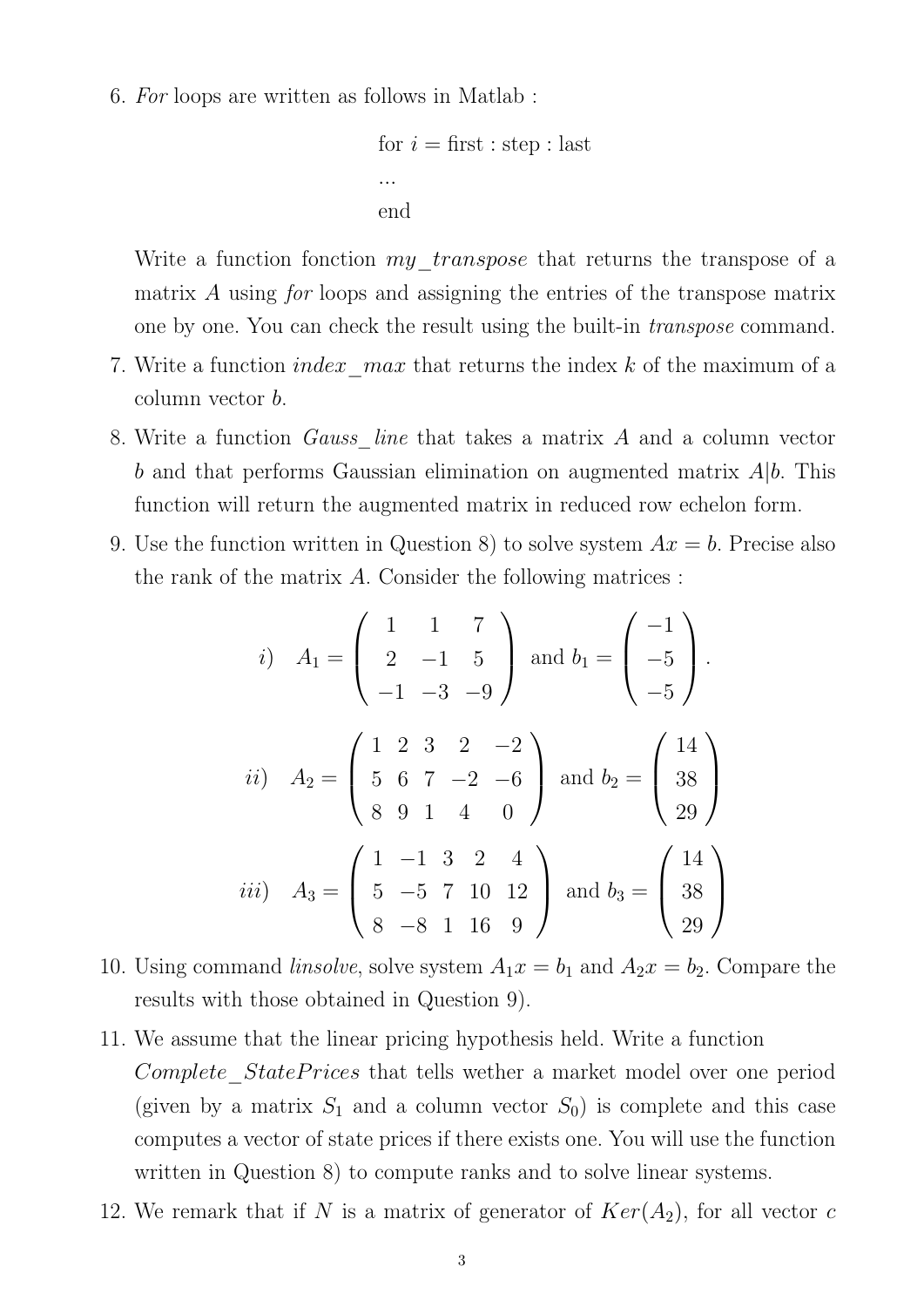6. *For* loops are written as follows in Matlab :

   for $i$ = first : step : last

   ...

   end

   Write a function fonction *my_transpose* that returns the transpose of a matrix $A$ using *for* loops and assigning the entries of the transpose matrix one by one. You can check the result using the built-in *transpose* command.

7. Write a function *index_max* that returns the index $k$ of the maximum of a column vector $b$.

8. Write a function *Gauss_line* that takes a matrix $A$ and a column vector $b$ and that performs Gaussian elimination on augmented matrix $A|b$. This function will return the augmented matrix in reduced row echelon form.

9. Use the function written in Question 8) to solve system $Ax = b$. Precise also the rank of the matrix $A$. Consider the following matrices :

   *i)* $A_1 = \begin{pmatrix} 1 & 1 & 7 \\ 2 & -1 & 5 \\ -1 & -3 & -9 \end{pmatrix}$ and $b_1 = \begin{pmatrix} -1 \\ -5 \\ -5 \end{pmatrix}$.

   *ii)* $A_2 = \begin{pmatrix} 1 & 2 & 3 & 2 & -2 \\ 5 & 6 & 7 & -2 & -6 \\ 8 & 9 & 1 & 4 & 0 \end{pmatrix}$ and $b_2 = \begin{pmatrix} 14 \\ 38 \\ 29 \end{pmatrix}$

   *iii)* $A_3 = \begin{pmatrix} 1 & -1 & 3 & 2 & 4 \\ 5 & -5 & 7 & 10 & 12 \\ 8 & -8 & 1 & 16 & 9 \end{pmatrix}$ and $b_3 = \begin{pmatrix} 14 \\ 38 \\ 29 \end{pmatrix}$

10. Using command *linsolve*, solve system $A_1x = b_1$ and $A_2x = b_2$. Compare the results with those obtained in Question 9).

11. We assume that the linear pricing hypothesis held. Write a function *Complete_StatePrices* that tells wether a market model over one period (given by a matrix $S_1$ and a column vector $S_0$) is complete and this case computes a vector of state prices if there exists one. You will use the function written in Question 8) to compute ranks and to solve linear systems.

12. We remark that if $N$ is a matrix of generator of $Ker(A_2)$, for all vector $c$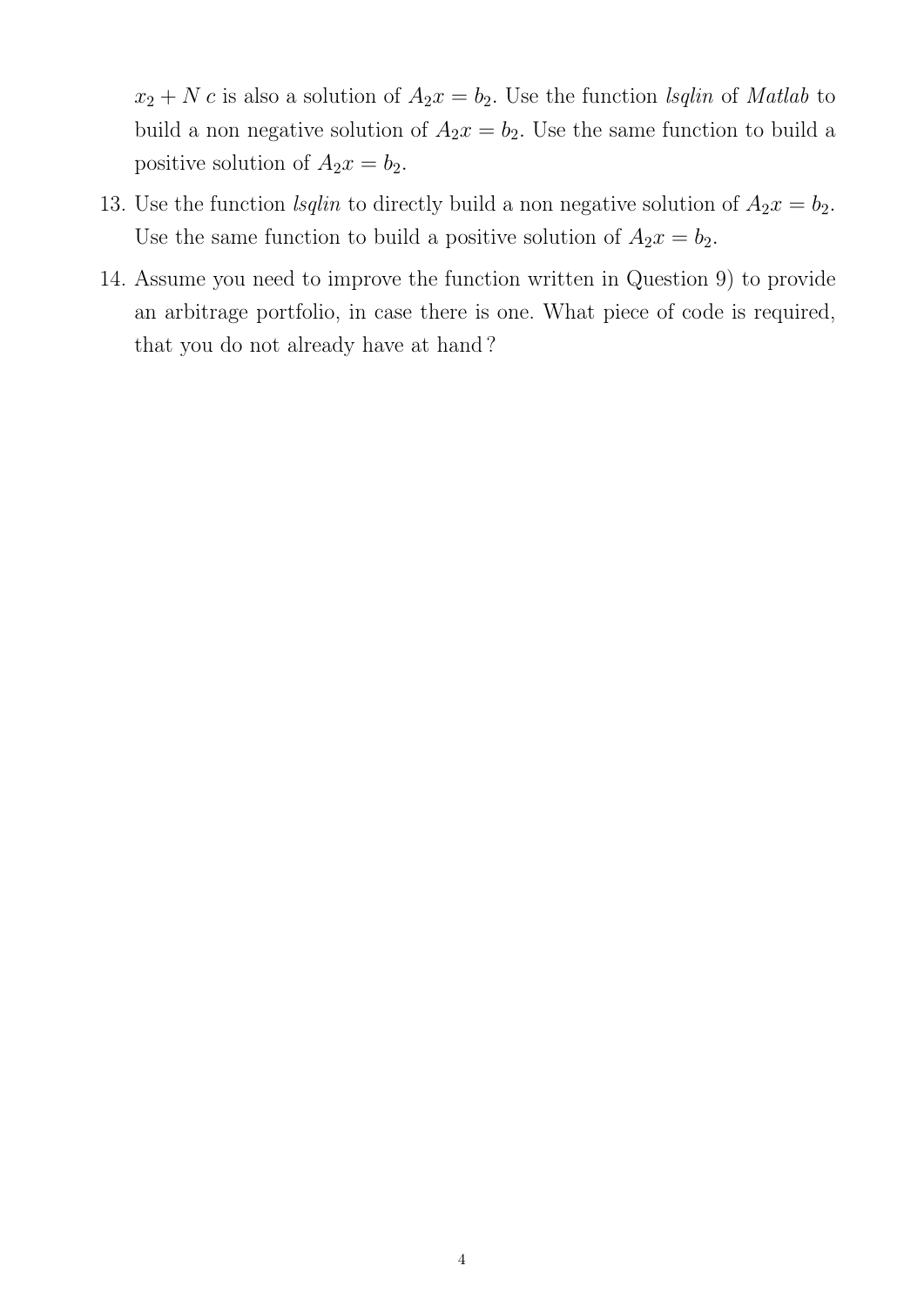$x_2 + N\,c$ is also a solution of $A_2 x = b_2$. Use the function *lsqlin* of *Matlab* to build a non negative solution of $A_2 x = b_2$. Use the same function to build a positive solution of $A_2 x = b_2$.

13. Use the function *lsqlin* to directly build a non negative solution of $A_2 x = b_2$. Use the same function to build a positive solution of $A_2 x = b_2$.

14. Assume you need to improve the function written in Question 9) to provide an arbitrage portfolio, in case there is one. What piece of code is required, that you do not already have at hand ?